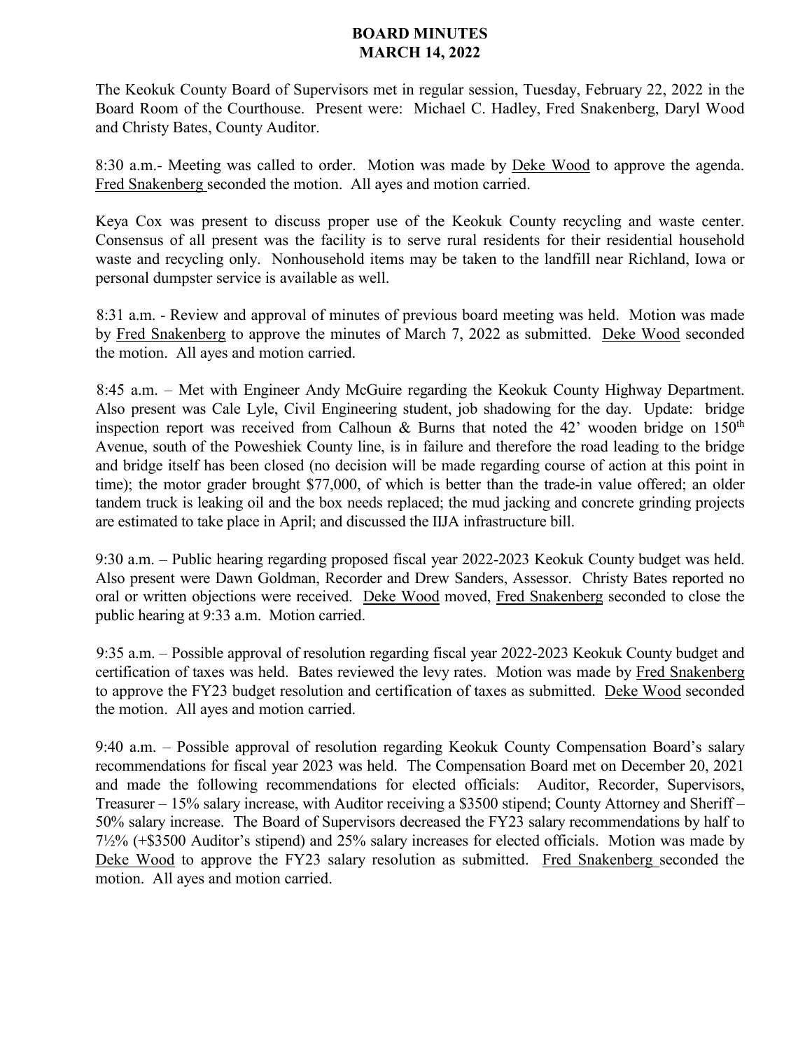# BOARD MINUTES
# MARCH 14, 2022

The Keokuk County Board of Supervisors met in regular session, Tuesday, February 22, 2022 in the Board Room of the Courthouse. Present were: Michael C. Hadley, Fred Snakenberg, Daryl Wood and Christy Bates, County Auditor.

8:30 a.m.- Meeting was called to order. Motion was made by Deke Wood to approve the agenda. Fred Snakenberg seconded the motion. All ayes and motion carried.

Keya Cox was present to discuss proper use of the Keokuk County recycling and waste center. Consensus of all present was the facility is to serve rural residents for their residential household waste and recycling only. Nonhousehold items may be taken to the landfill near Richland, Iowa or personal dumpster service is available as well.

8:31 a.m. - Review and approval of minutes of previous board meeting was held. Motion was made by Fred Snakenberg to approve the minutes of March 7, 2022 as submitted. Deke Wood seconded the motion. All ayes and motion carried.

8:45 a.m. – Met with Engineer Andy McGuire regarding the Keokuk County Highway Department. Also present was Cale Lyle, Civil Engineering student, job shadowing for the day. Update: bridge inspection report was received from Calhoun & Burns that noted the 42' wooden bridge on 150th Avenue, south of the Poweshiek County line, is in failure and therefore the road leading to the bridge and bridge itself has been closed (no decision will be made regarding course of action at this point in time); the motor grader brought $77,000, of which is better than the trade-in value offered; an older tandem truck is leaking oil and the box needs replaced; the mud jacking and concrete grinding projects are estimated to take place in April; and discussed the IIJA infrastructure bill.

9:30 a.m. – Public hearing regarding proposed fiscal year 2022-2023 Keokuk County budget was held. Also present were Dawn Goldman, Recorder and Drew Sanders, Assessor. Christy Bates reported no oral or written objections were received. Deke Wood moved, Fred Snakenberg seconded to close the public hearing at 9:33 a.m. Motion carried.

9:35 a.m. – Possible approval of resolution regarding fiscal year 2022-2023 Keokuk County budget and certification of taxes was held. Bates reviewed the levy rates. Motion was made by Fred Snakenberg to approve the FY23 budget resolution and certification of taxes as submitted. Deke Wood seconded the motion. All ayes and motion carried.

9:40 a.m. – Possible approval of resolution regarding Keokuk County Compensation Board's salary recommendations for fiscal year 2023 was held. The Compensation Board met on December 20, 2021 and made the following recommendations for elected officials: Auditor, Recorder, Supervisors, Treasurer – 15% salary increase, with Auditor receiving a $3500 stipend; County Attorney and Sheriff – 50% salary increase. The Board of Supervisors decreased the FY23 salary recommendations by half to 7½% (+$3500 Auditor's stipend) and 25% salary increases for elected officials. Motion was made by Deke Wood to approve the FY23 salary resolution as submitted. Fred Snakenberg seconded the motion. All ayes and motion carried.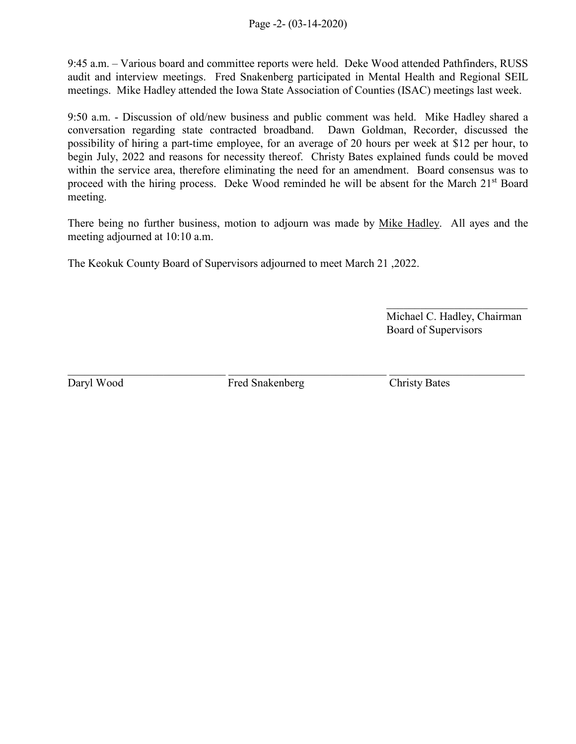9:45 a.m. – Various board and committee reports were held. Deke Wood attended Pathfinders, RUSS audit and interview meetings. Fred Snakenberg participated in Mental Health and Regional SEIL meetings. Mike Hadley attended the Iowa State Association of Counties (ISAC) meetings last week.

9:50 a.m. - Discussion of old/new business and public comment was held. Mike Hadley shared a conversation regarding state contracted broadband. Dawn Goldman, Recorder, discussed the possibility of hiring a part-time employee, for an average of 20 hours per week at $12 per hour, to begin July, 2022 and reasons for necessity thereof. Christy Bates explained funds could be moved within the service area, therefore eliminating the need for an amendment. Board consensus was to proceed with the hiring process. Deke Wood reminded he will be absent for the March 21st Board meeting.

There being no further business, motion to adjourn was made by Mike Hadley. All ayes and the meeting adjourned at 10:10 a.m.

The Keokuk County Board of Supervisors adjourned to meet March 21 ,2022.

\_\_\_\_\_\_\_\_\_\_\_\_\_\_\_\_\_\_\_\_\_\_\_\_\_
Michael C. Hadley, Chairman
Board of Supervisors

| | | |
|---|---|---|
| \_\_\_\_\_\_\_\_\_\_\_\_\_\_\_\_\_\_\_\_ | \_\_\_\_\_\_\_\_\_\_\_\_\_\_\_\_\_\_\_\_ | \_\_\_\_\_\_\_\_\_\_\_\_\_\_\_\_\_\_\_\_ |
| Daryl Wood | Fred Snakenberg | Christy Bates |